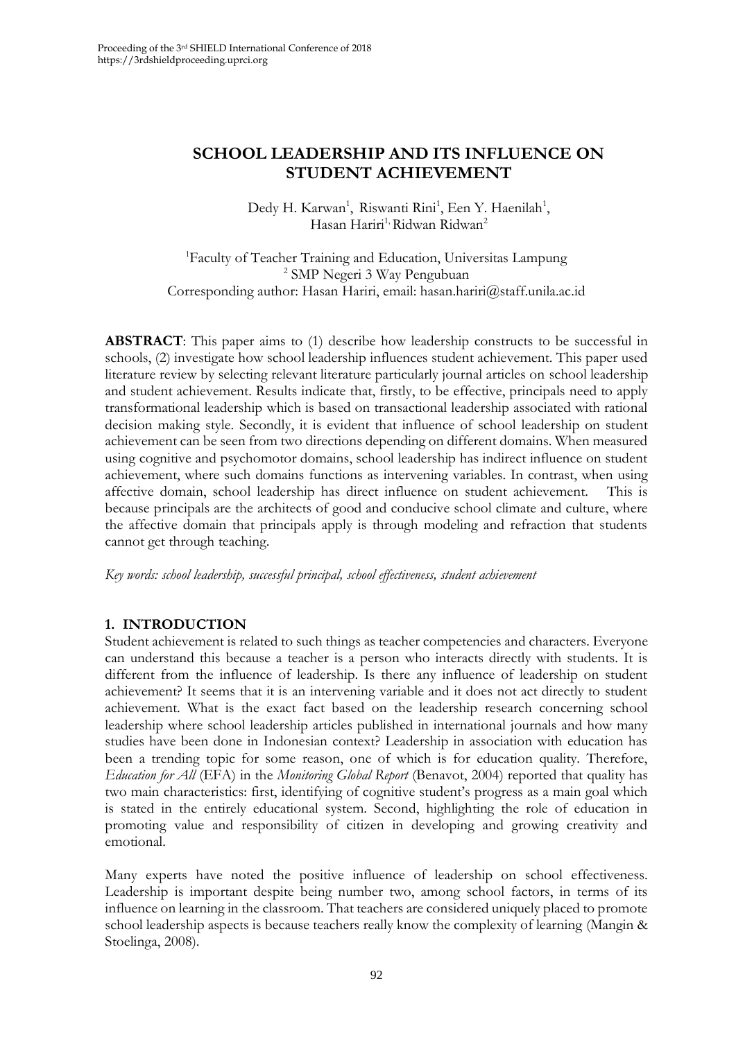# SCHOOL LEADERSHIP AND ITS INFLUENCE ON STUDENT ACHIEVEMENT

Dedy H. Karwan[1], Riswanti Rini[1], Een Y. Haenilah[1], Hasan Hariri[1], Ridwan Ridwan[2]

[1]Faculty of Teacher Training and Education, Universitas Lampung
[2] SMP Negeri 3 Way Pengubuan
Corresponding author: Hasan Hariri, email: hasan.hariri@staff.unila.ac.id

**ABSTRACT**: This paper aims to (1) describe how leadership constructs to be successful in schools, (2) investigate how school leadership influences student achievement. This paper used literature review by selecting relevant literature particularly journal articles on school leadership and student achievement. Results indicate that, firstly, to be effective, principals need to apply transformational leadership which is based on transactional leadership associated with rational decision making style. Secondly, it is evident that influence of school leadership on student achievement can be seen from two directions depending on different domains. When measured using cognitive and psychomotor domains, school leadership has indirect influence on student achievement, where such domains functions as intervening variables. In contrast, when using affective domain, school leadership has direct influence on student achievement. This is because principals are the architects of good and conducive school climate and culture, where the affective domain that principals apply is through modeling and refraction that students cannot get through teaching.

*Key words: school leadership, successful principal, school effectiveness, student achievement*

## 1. INTRODUCTION

Student achievement is related to such things as teacher competencies and characters. Everyone can understand this because a teacher is a person who interacts directly with students. It is different from the influence of leadership. Is there any influence of leadership on student achievement? It seems that it is an intervening variable and it does not act directly to student achievement. What is the exact fact based on the leadership research concerning school leadership where school leadership articles published in international journals and how many studies have been done in Indonesian context? Leadership in association with education has been a trending topic for some reason, one of which is for education quality. Therefore, *Education for All* (EFA) in the *Monitoring Global Report* (Benavot, 2004) reported that quality has two main characteristics: first, identifying of cognitive student's progress as a main goal which is stated in the entirely educational system. Second, highlighting the role of education in promoting value and responsibility of citizen in developing and growing creativity and emotional.

Many experts have noted the positive influence of leadership on school effectiveness. Leadership is important despite being number two, among school factors, in terms of its influence on learning in the classroom. That teachers are considered uniquely placed to promote school leadership aspects is because teachers really know the complexity of learning (Mangin & Stoelinga, 2008).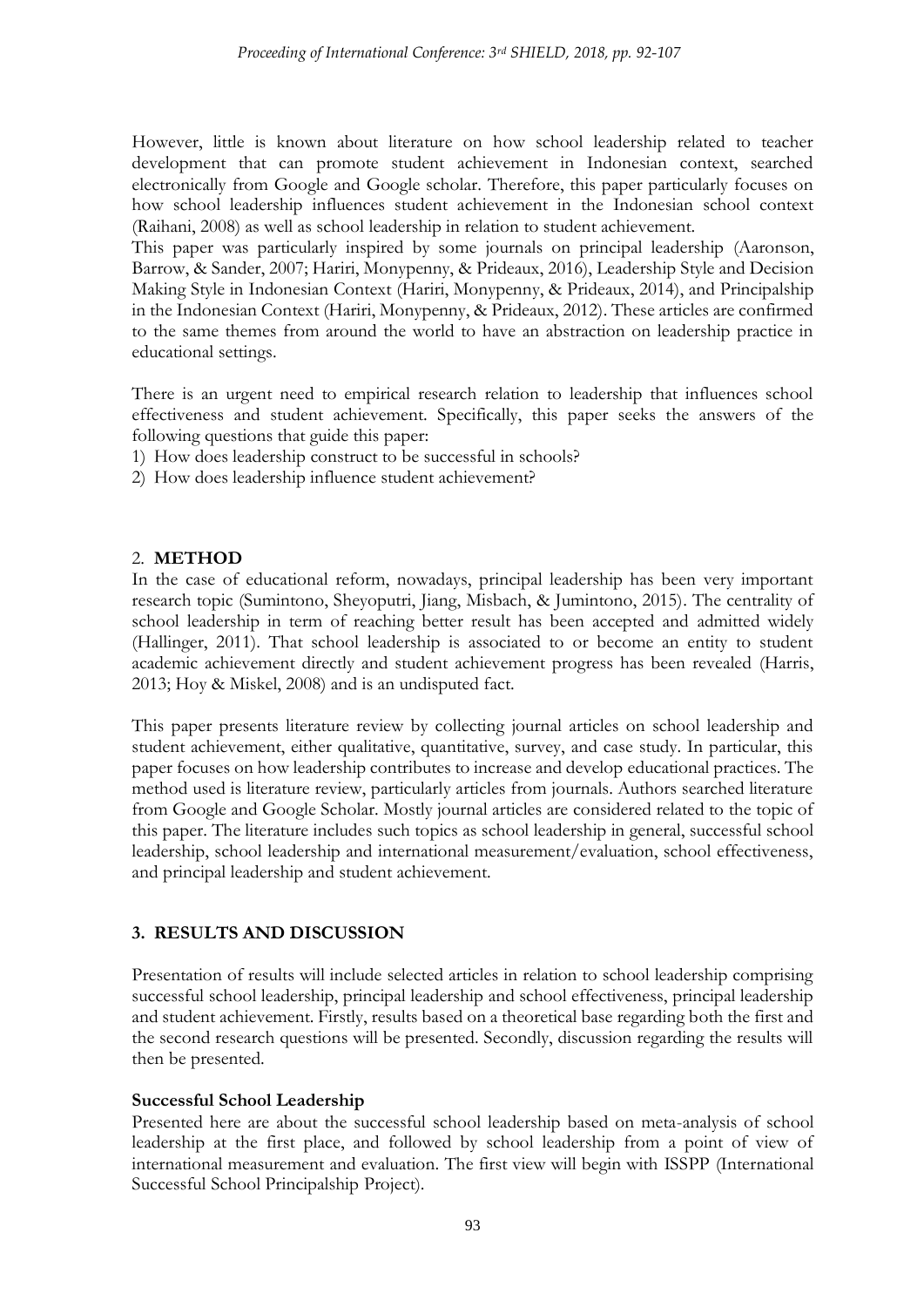However, little is known about literature on how school leadership related to teacher development that can promote student achievement in Indonesian context, searched electronically from Google and Google scholar. Therefore, this paper particularly focuses on how school leadership influences student achievement in the Indonesian school context (Raihani, 2008) as well as school leadership in relation to student achievement.

This paper was particularly inspired by some journals on principal leadership (Aaronson, Barrow, & Sander, 2007; Hariri, Monypenny, & Prideaux, 2016), Leadership Style and Decision Making Style in Indonesian Context (Hariri, Monypenny, & Prideaux, 2014), and Principalship in the Indonesian Context (Hariri, Monypenny, & Prideaux, 2012). These articles are confirmed to the same themes from around the world to have an abstraction on leadership practice in educational settings.

There is an urgent need to empirical research relation to leadership that influences school effectiveness and student achievement. Specifically, this paper seeks the answers of the following questions that guide this paper:

1) How does leadership construct to be successful in schools?
2) How does leadership influence student achievement?

## 2. METHOD

In the case of educational reform, nowadays, principal leadership has been very important research topic (Sumintono, Sheyoputri, Jiang, Misbach, & Jumintono, 2015). The centrality of school leadership in term of reaching better result has been accepted and admitted widely (Hallinger, 2011). That school leadership is associated to or become an entity to student academic achievement directly and student achievement progress has been revealed (Harris, 2013; Hoy & Miskel, 2008) and is an undisputed fact.

This paper presents literature review by collecting journal articles on school leadership and student achievement, either qualitative, quantitative, survey, and case study. In particular, this paper focuses on how leadership contributes to increase and develop educational practices. The method used is literature review, particularly articles from journals. Authors searched literature from Google and Google Scholar. Mostly journal articles are considered related to the topic of this paper. The literature includes such topics as school leadership in general, successful school leadership, school leadership and international measurement/evaluation, school effectiveness, and principal leadership and student achievement.

## 3. RESULTS AND DISCUSSION

Presentation of results will include selected articles in relation to school leadership comprising successful school leadership, principal leadership and school effectiveness, principal leadership and student achievement. Firstly, results based on a theoretical base regarding both the first and the second research questions will be presented. Secondly, discussion regarding the results will then be presented.

### Successful School Leadership

Presented here are about the successful school leadership based on meta-analysis of school leadership at the first place, and followed by school leadership from a point of view of international measurement and evaluation. The first view will begin with ISSPP (International Successful School Principalship Project).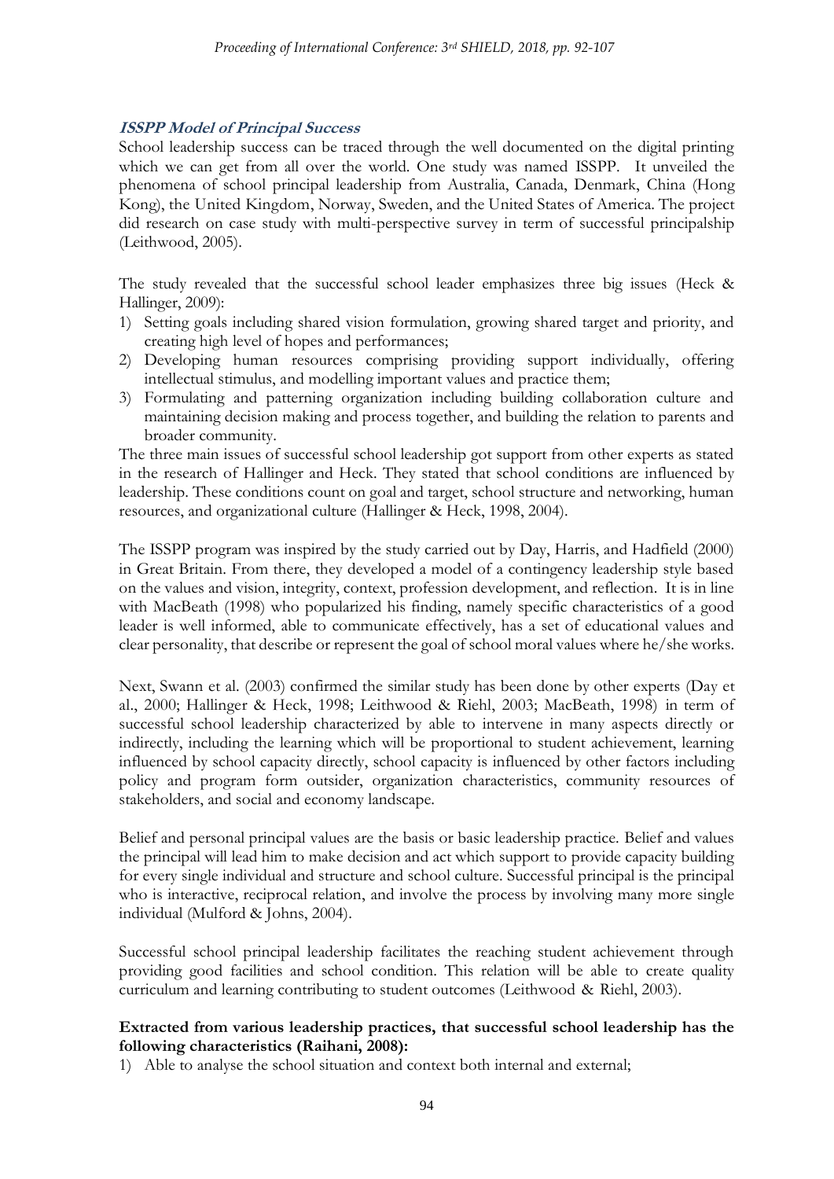### *ISSPP Model of Principal Success*

School leadership success can be traced through the well documented on the digital printing which we can get from all over the world. One study was named ISSPP. It unveiled the phenomena of school principal leadership from Australia, Canada, Denmark, China (Hong Kong), the United Kingdom, Norway, Sweden, and the United States of America. The project did research on case study with multi-perspective survey in term of successful principalship (Leithwood, 2005).

The study revealed that the successful school leader emphasizes three big issues (Heck & Hallinger, 2009):

1) Setting goals including shared vision formulation, growing shared target and priority, and creating high level of hopes and performances;
2) Developing human resources comprising providing support individually, offering intellectual stimulus, and modelling important values and practice them;
3) Formulating and patterning organization including building collaboration culture and maintaining decision making and process together, and building the relation to parents and broader community.

The three main issues of successful school leadership got support from other experts as stated in the research of Hallinger and Heck. They stated that school conditions are influenced by leadership. These conditions count on goal and target, school structure and networking, human resources, and organizational culture (Hallinger & Heck, 1998, 2004).

The ISSPP program was inspired by the study carried out by Day, Harris, and Hadfield (2000) in Great Britain. From there, they developed a model of a contingency leadership style based on the values and vision, integrity, context, profession development, and reflection. It is in line with MacBeath (1998) who popularized his finding, namely specific characteristics of a good leader is well informed, able to communicate effectively, has a set of educational values and clear personality, that describe or represent the goal of school moral values where he/she works.

Next, Swann et al. (2003) confirmed the similar study has been done by other experts (Day et al., 2000; Hallinger & Heck, 1998; Leithwood & Riehl, 2003; MacBeath, 1998) in term of successful school leadership characterized by able to intervene in many aspects directly or indirectly, including the learning which will be proportional to student achievement, learning influenced by school capacity directly, school capacity is influenced by other factors including policy and program form outsider, organization characteristics, community resources of stakeholders, and social and economy landscape.

Belief and personal principal values are the basis or basic leadership practice. Belief and values the principal will lead him to make decision and act which support to provide capacity building for every single individual and structure and school culture. Successful principal is the principal who is interactive, reciprocal relation, and involve the process by involving many more single individual (Mulford & Johns, 2004).

Successful school principal leadership facilitates the reaching student achievement through providing good facilities and school condition. This relation will be able to create quality curriculum and learning contributing to student outcomes (Leithwood & Riehl, 2003).

**Extracted from various leadership practices, that successful school leadership has the following characteristics (Raihani, 2008):**

1) Able to analyse the school situation and context both internal and external;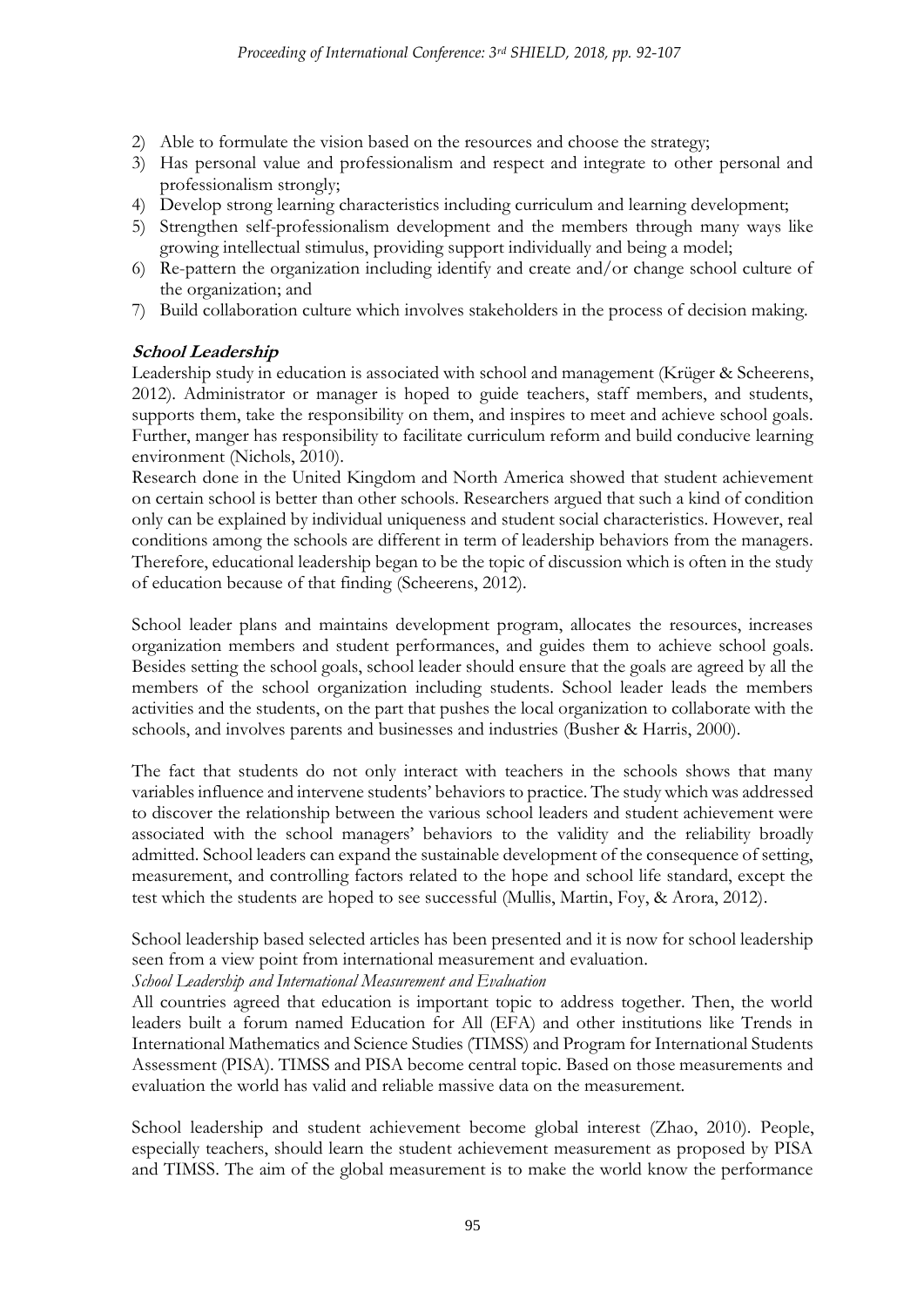2) Able to formulate the vision based on the resources and choose the strategy;
3) Has personal value and professionalism and respect and integrate to other personal and professionalism strongly;
4) Develop strong learning characteristics including curriculum and learning development;
5) Strengthen self-professionalism development and the members through many ways like growing intellectual stimulus, providing support individually and being a model;
6) Re-pattern the organization including identify and create and/or change school culture of the organization; and
7) Build collaboration culture which involves stakeholders in the process of decision making.

### School Leadership

Leadership study in education is associated with school and management (Krüger & Scheerens, 2012). Administrator or manager is hoped to guide teachers, staff members, and students, supports them, take the responsibility on them, and inspires to meet and achieve school goals. Further, manger has responsibility to facilitate curriculum reform and build conducive learning environment (Nichols, 2010).

Research done in the United Kingdom and North America showed that student achievement on certain school is better than other schools. Researchers argued that such a kind of condition only can be explained by individual uniqueness and student social characteristics. However, real conditions among the schools are different in term of leadership behaviors from the managers. Therefore, educational leadership began to be the topic of discussion which is often in the study of education because of that finding (Scheerens, 2012).

School leader plans and maintains development program, allocates the resources, increases organization members and student performances, and guides them to achieve school goals. Besides setting the school goals, school leader should ensure that the goals are agreed by all the members of the school organization including students. School leader leads the members activities and the students, on the part that pushes the local organization to collaborate with the schools, and involves parents and businesses and industries (Busher & Harris, 2000).

The fact that students do not only interact with teachers in the schools shows that many variables influence and intervene students' behaviors to practice. The study which was addressed to discover the relationship between the various school leaders and student achievement were associated with the school managers' behaviors to the validity and the reliability broadly admitted. School leaders can expand the sustainable development of the consequence of setting, measurement, and controlling factors related to the hope and school life standard, except the test which the students are hoped to see successful (Mullis, Martin, Foy, & Arora, 2012).

School leadership based selected articles has been presented and it is now for school leadership seen from a view point from international measurement and evaluation.

*School Leadership and International Measurement and Evaluation*

All countries agreed that education is important topic to address together. Then, the world leaders built a forum named Education for All (EFA) and other institutions like Trends in International Mathematics and Science Studies (TIMSS) and Program for International Students Assessment (PISA). TIMSS and PISA become central topic. Based on those measurements and evaluation the world has valid and reliable massive data on the measurement.

School leadership and student achievement become global interest (Zhao, 2010). People, especially teachers, should learn the student achievement measurement as proposed by PISA and TIMSS. The aim of the global measurement is to make the world know the performance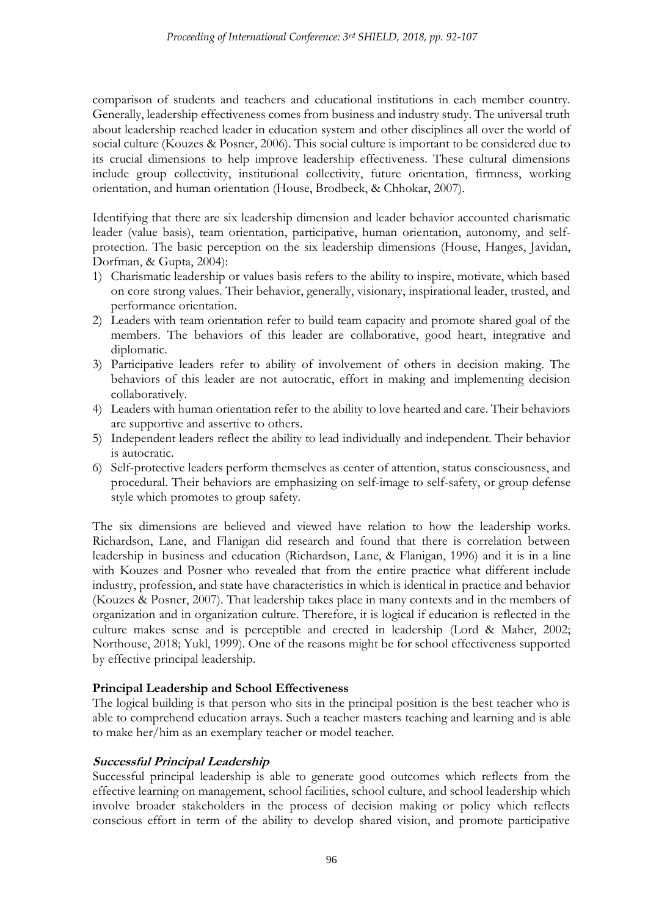comparison of students and teachers and educational institutions in each member country. Generally, leadership effectiveness comes from business and industry study. The universal truth about leadership reached leader in education system and other disciplines all over the world of social culture (Kouzes & Posner, 2006). This social culture is important to be considered due to its crucial dimensions to help improve leadership effectiveness. These cultural dimensions include group collectivity, institutional collectivity, future orientation, firmness, working orientation, and human orientation (House, Brodbeck, & Chhokar, 2007).

Identifying that there are six leadership dimension and leader behavior accounted charismatic leader (value basis), team orientation, participative, human orientation, autonomy, and self-protection. The basic perception on the six leadership dimensions (House, Hanges, Javidan, Dorfman, & Gupta, 2004):

1) Charismatic leadership or values basis refers to the ability to inspire, motivate, which based on core strong values. Their behavior, generally, visionary, inspirational leader, trusted, and performance orientation.
2) Leaders with team orientation refer to build team capacity and promote shared goal of the members. The behaviors of this leader are collaborative, good heart, integrative and diplomatic.
3) Participative leaders refer to ability of involvement of others in decision making. The behaviors of this leader are not autocratic, effort in making and implementing decision collaboratively.
4) Leaders with human orientation refer to the ability to love hearted and care. Their behaviors are supportive and assertive to others.
5) Independent leaders reflect the ability to lead individually and independent. Their behavior is autocratic.
6) Self-protective leaders perform themselves as center of attention, status consciousness, and procedural. Their behaviors are emphasizing on self-image to self-safety, or group defense style which promotes to group safety.

The six dimensions are believed and viewed have relation to how the leadership works. Richardson, Lane, and Flanigan did research and found that there is correlation between leadership in business and education (Richardson, Lane, & Flanigan, 1996) and it is in a line with Kouzes and Posner who revealed that from the entire practice what different include industry, profession, and state have characteristics in which is identical in practice and behavior (Kouzes & Posner, 2007). That leadership takes place in many contexts and in the members of organization and in organization culture. Therefore, it is logical if education is reflected in the culture makes sense and is perceptible and erected in leadership (Lord & Maher, 2002; Northouse, 2018; Yukl, 1999). One of the reasons might be for school effectiveness supported by effective principal leadership.

## Principal Leadership and School Effectiveness

The logical building is that person who sits in the principal position is the best teacher who is able to comprehend education arrays. Such a teacher masters teaching and learning and is able to make her/him as an exemplary teacher or model teacher.

### *Successful Principal Leadership*

Successful principal leadership is able to generate good outcomes which reflects from the effective learning on management, school facilities, school culture, and school leadership which involve broader stakeholders in the process of decision making or policy which reflects conscious effort in term of the ability to develop shared vision, and promote participative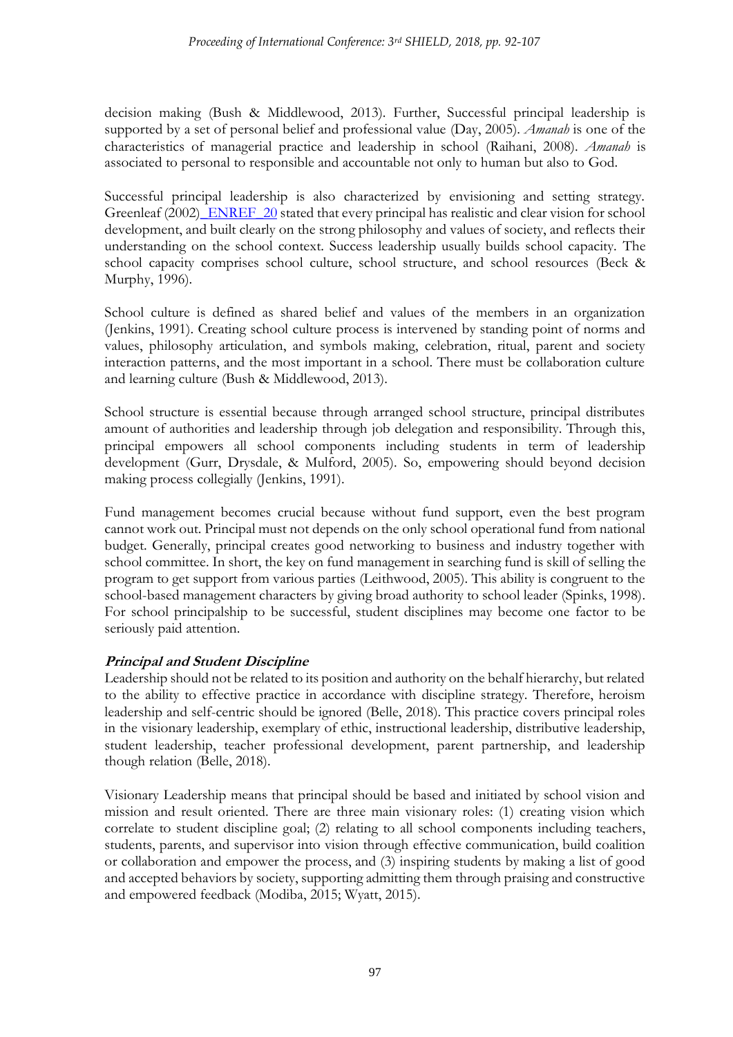decision making (Bush & Middlewood, 2013). Further, Successful principal leadership is supported by a set of personal belief and professional value (Day, 2005). *Amanah* is one of the characteristics of managerial practice and leadership in school (Raihani, 2008). *Amanah* is associated to personal to responsible and accountable not only to human but also to God.

Successful principal leadership is also characterized by envisioning and setting strategy. Greenleaf (2002)_ENREF_20 stated that every principal has realistic and clear vision for school development, and built clearly on the strong philosophy and values of society, and reflects their understanding on the school context. Success leadership usually builds school capacity. The school capacity comprises school culture, school structure, and school resources (Beck & Murphy, 1996).

School culture is defined as shared belief and values of the members in an organization (Jenkins, 1991). Creating school culture process is intervened by standing point of norms and values, philosophy articulation, and symbols making, celebration, ritual, parent and society interaction patterns, and the most important in a school. There must be collaboration culture and learning culture (Bush & Middlewood, 2013).

School structure is essential because through arranged school structure, principal distributes amount of authorities and leadership through job delegation and responsibility. Through this, principal empowers all school components including students in term of leadership development (Gurr, Drysdale, & Mulford, 2005). So, empowering should beyond decision making process collegially (Jenkins, 1991).

Fund management becomes crucial because without fund support, even the best program cannot work out. Principal must not depends on the only school operational fund from national budget. Generally, principal creates good networking to business and industry together with school committee. In short, the key on fund management in searching fund is skill of selling the program to get support from various parties (Leithwood, 2005). This ability is congruent to the school-based management characters by giving broad authority to school leader (Spinks, 1998). For school principalship to be successful, student disciplines may become one factor to be seriously paid attention.

### *Principal and Student Discipline*

Leadership should not be related to its position and authority on the behalf hierarchy, but related to the ability to effective practice in accordance with discipline strategy. Therefore, heroism leadership and self-centric should be ignored (Belle, 2018). This practice covers principal roles in the visionary leadership, exemplary of ethic, instructional leadership, distributive leadership, student leadership, teacher professional development, parent partnership, and leadership though relation (Belle, 2018).

Visionary Leadership means that principal should be based and initiated by school vision and mission and result oriented. There are three main visionary roles: (1) creating vision which correlate to student discipline goal; (2) relating to all school components including teachers, students, parents, and supervisor into vision through effective communication, build coalition or collaboration and empower the process, and (3) inspiring students by making a list of good and accepted behaviors by society, supporting admitting them through praising and constructive and empowered feedback (Modiba, 2015; Wyatt, 2015).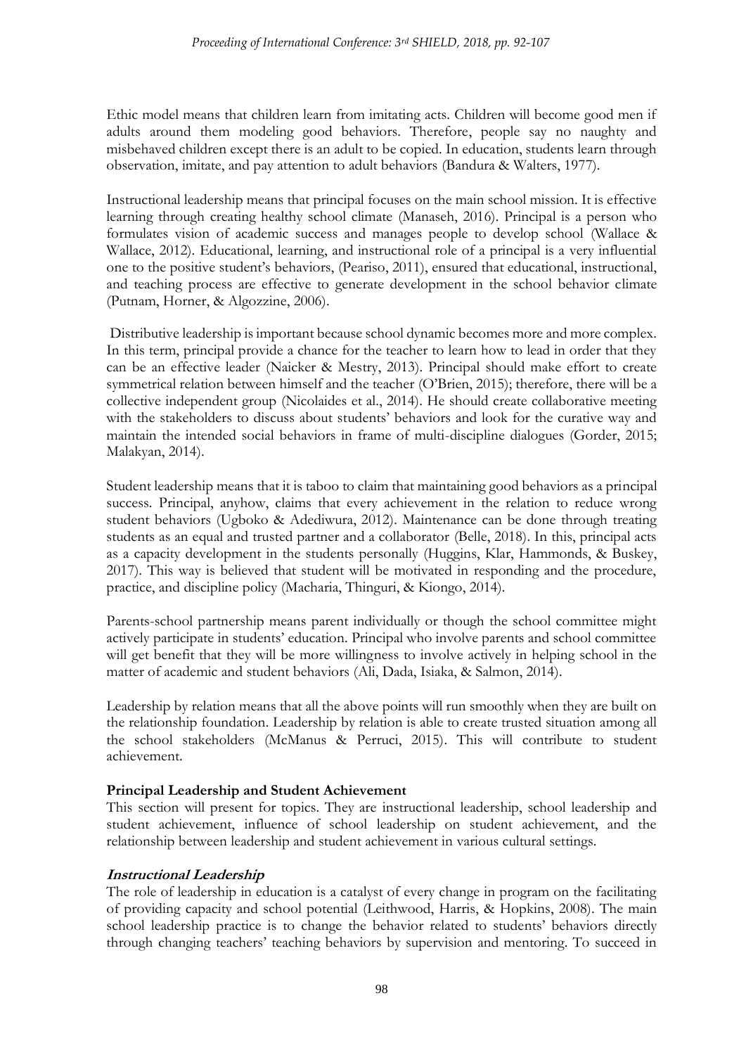Ethic model means that children learn from imitating acts. Children will become good men if adults around them modeling good behaviors. Therefore, people say no naughty and misbehaved children except there is an adult to be copied. In education, students learn through observation, imitate, and pay attention to adult behaviors (Bandura & Walters, 1977).

Instructional leadership means that principal focuses on the main school mission. It is effective learning through creating healthy school climate (Manaseh, 2016). Principal is a person who formulates vision of academic success and manages people to develop school (Wallace & Wallace, 2012). Educational, learning, and instructional role of a principal is a very influential one to the positive student's behaviors, (Peariso, 2011), ensured that educational, instructional, and teaching process are effective to generate development in the school behavior climate (Putnam, Horner, & Algozzine, 2006).

Distributive leadership is important because school dynamic becomes more and more complex. In this term, principal provide a chance for the teacher to learn how to lead in order that they can be an effective leader (Naicker & Mestry, 2013). Principal should make effort to create symmetrical relation between himself and the teacher (O'Brien, 2015); therefore, there will be a collective independent group (Nicolaides et al., 2014). He should create collaborative meeting with the stakeholders to discuss about students' behaviors and look for the curative way and maintain the intended social behaviors in frame of multi-discipline dialogues (Gorder, 2015; Malakyan, 2014).

Student leadership means that it is taboo to claim that maintaining good behaviors as a principal success. Principal, anyhow, claims that every achievement in the relation to reduce wrong student behaviors (Ugboko & Adediwura, 2012). Maintenance can be done through treating students as an equal and trusted partner and a collaborator (Belle, 2018). In this, principal acts as a capacity development in the students personally (Huggins, Klar, Hammonds, & Buskey, 2017). This way is believed that student will be motivated in responding and the procedure, practice, and discipline policy (Macharia, Thinguri, & Kiongo, 2014).

Parents-school partnership means parent individually or though the school committee might actively participate in students' education. Principal who involve parents and school committee will get benefit that they will be more willingness to involve actively in helping school in the matter of academic and student behaviors (Ali, Dada, Isiaka, & Salmon, 2014).

Leadership by relation means that all the above points will run smoothly when they are built on the relationship foundation. Leadership by relation is able to create trusted situation among all the school stakeholders (McManus & Perruci, 2015). This will contribute to student achievement.

**Principal Leadership and Student Achievement**

This section will present for topics. They are instructional leadership, school leadership and student achievement, influence of school leadership on student achievement, and the relationship between leadership and student achievement in various cultural settings.

***Instructional Leadership***

The role of leadership in education is a catalyst of every change in program on the facilitating of providing capacity and school potential (Leithwood, Harris, & Hopkins, 2008). The main school leadership practice is to change the behavior related to students' behaviors directly through changing teachers' teaching behaviors by supervision and mentoring. To succeed in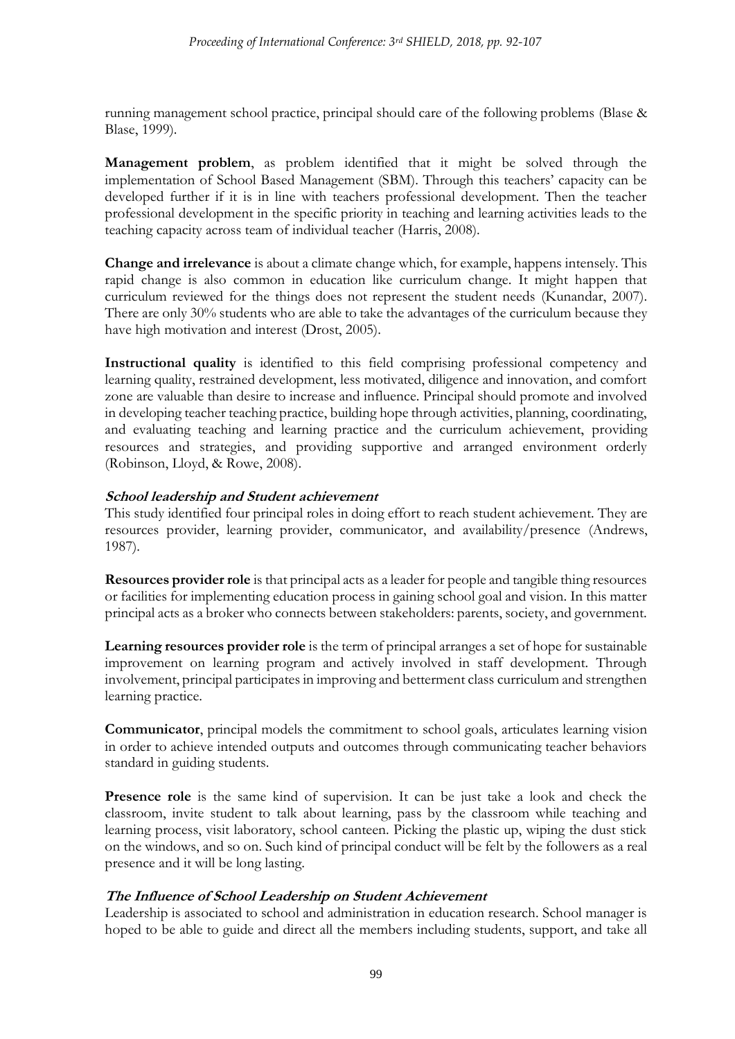running management school practice, principal should care of the following problems (Blase & Blase, 1999).

**Management problem**, as problem identified that it might be solved through the implementation of School Based Management (SBM). Through this teachers' capacity can be developed further if it is in line with teachers professional development. Then the teacher professional development in the specific priority in teaching and learning activities leads to the teaching capacity across team of individual teacher (Harris, 2008).

**Change and irrelevance** is about a climate change which, for example, happens intensely. This rapid change is also common in education like curriculum change. It might happen that curriculum reviewed for the things does not represent the student needs (Kunandar, 2007). There are only 30% students who are able to take the advantages of the curriculum because they have high motivation and interest (Drost, 2005).

**Instructional quality** is identified to this field comprising professional competency and learning quality, restrained development, less motivated, diligence and innovation, and comfort zone are valuable than desire to increase and influence. Principal should promote and involved in developing teacher teaching practice, building hope through activities, planning, coordinating, and evaluating teaching and learning practice and the curriculum achievement, providing resources and strategies, and providing supportive and arranged environment orderly (Robinson, Lloyd, & Rowe, 2008).

### *School leadership and Student achievement*

This study identified four principal roles in doing effort to reach student achievement. They are resources provider, learning provider, communicator, and availability/presence (Andrews, 1987).

**Resources provider role** is that principal acts as a leader for people and tangible thing resources or facilities for implementing education process in gaining school goal and vision. In this matter principal acts as a broker who connects between stakeholders: parents, society, and government.

**Learning resources provider role** is the term of principal arranges a set of hope for sustainable improvement on learning program and actively involved in staff development. Through involvement, principal participates in improving and betterment class curriculum and strengthen learning practice.

**Communicator**, principal models the commitment to school goals, articulates learning vision in order to achieve intended outputs and outcomes through communicating teacher behaviors standard in guiding students.

**Presence role** is the same kind of supervision. It can be just take a look and check the classroom, invite student to talk about learning, pass by the classroom while teaching and learning process, visit laboratory, school canteen. Picking the plastic up, wiping the dust stick on the windows, and so on. Such kind of principal conduct will be felt by the followers as a real presence and it will be long lasting.

### *The Influence of School Leadership on Student Achievement*

Leadership is associated to school and administration in education research. School manager is hoped to be able to guide and direct all the members including students, support, and take all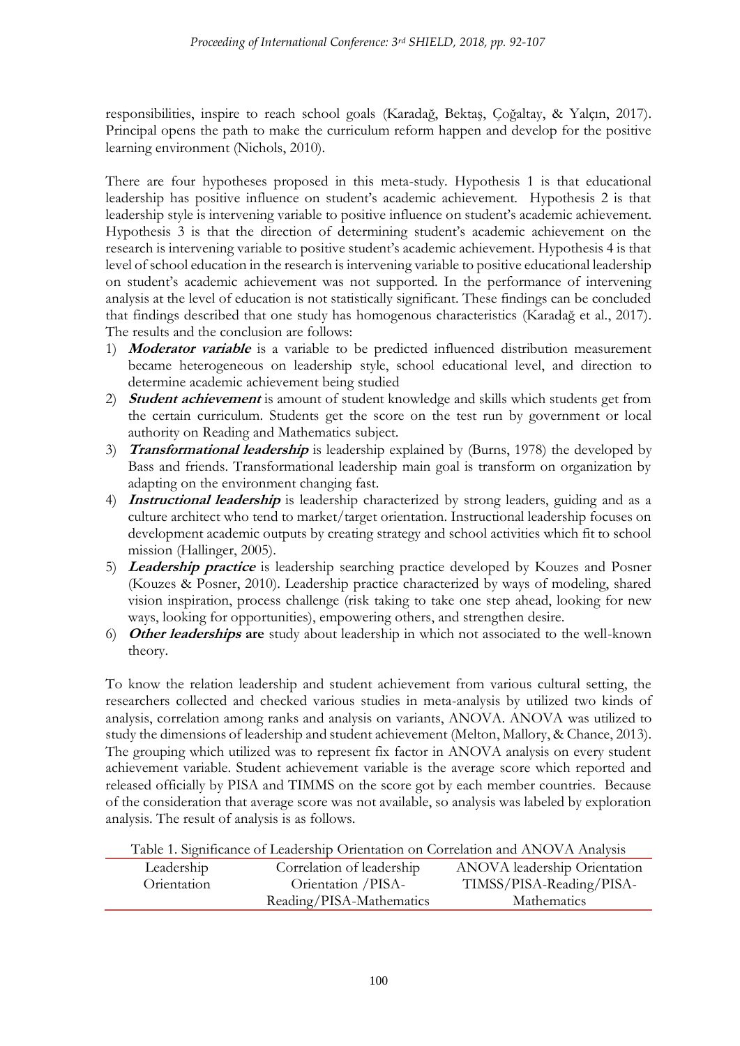responsibilities, inspire to reach school goals (Karadağ, Bektaş, Çoğaltay, & Yalçın, 2017). Principal opens the path to make the curriculum reform happen and develop for the positive learning environment (Nichols, 2010).

There are four hypotheses proposed in this meta-study. Hypothesis 1 is that educational leadership has positive influence on student's academic achievement. Hypothesis 2 is that leadership style is intervening variable to positive influence on student's academic achievement. Hypothesis 3 is that the direction of determining student's academic achievement on the research is intervening variable to positive student's academic achievement. Hypothesis 4 is that level of school education in the research is intervening variable to positive educational leadership on student's academic achievement was not supported. In the performance of intervening analysis at the level of education is not statistically significant. These findings can be concluded that findings described that one study has homogenous characteristics (Karadağ et al., 2017). The results and the conclusion are follows:

1) ***Moderator variable*** is a variable to be predicted influenced distribution measurement became heterogeneous on leadership style, school educational level, and direction to determine academic achievement being studied
2) ***Student achievement*** is amount of student knowledge and skills which students get from the certain curriculum. Students get the score on the test run by government or local authority on Reading and Mathematics subject.
3) ***Transformational leadership*** is leadership explained by (Burns, 1978) the developed by Bass and friends. Transformational leadership main goal is transform on organization by adapting on the environment changing fast.
4) ***Instructional leadership*** is leadership characterized by strong leaders, guiding and as a culture architect who tend to market/target orientation. Instructional leadership focuses on development academic outputs by creating strategy and school activities which fit to school mission (Hallinger, 2005).
5) ***Leadership practice*** is leadership searching practice developed by Kouzes and Posner (Kouzes & Posner, 2010). Leadership practice characterized by ways of modeling, shared vision inspiration, process challenge (risk taking to take one step ahead, looking for new ways, looking for opportunities), empowering others, and strengthen desire.
6) ***Other leaderships* are** study about leadership in which not associated to the well-known theory.

To know the relation leadership and student achievement from various cultural setting, the researchers collected and checked various studies in meta-analysis by utilized two kinds of analysis, correlation among ranks and analysis on variants, ANOVA. ANOVA was utilized to study the dimensions of leadership and student achievement (Melton, Mallory, & Chance, 2013). The grouping which utilized was to represent fix factor in ANOVA analysis on every student achievement variable. Student achievement variable is the average score which reported and released officially by PISA and TIMMS on the score got by each member countries. Because of the consideration that average score was not available, so analysis was labeled by exploration analysis. The result of analysis is as follows.

Table 1. Significance of Leadership Orientation on Correlation and ANOVA Analysis

| Leadership Orientation | Correlation of leadership Orientation /PISA-Reading/PISA-Mathematics | ANOVA leadership Orientation TIMSS/PISA-Reading/PISA-Mathematics |
|---|---|---|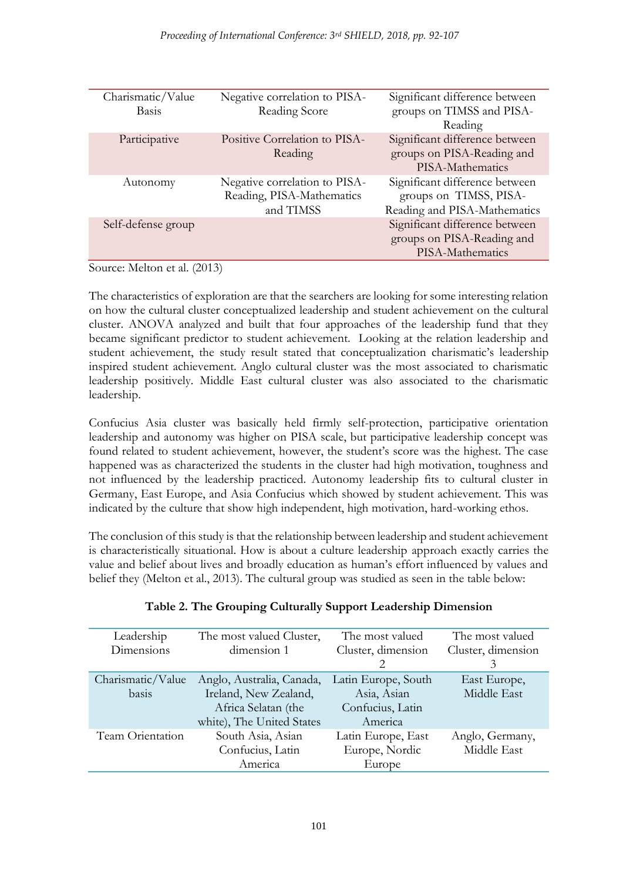| Charismatic/Value Basis | Negative correlation to PISA-Reading Score | Significant difference between groups on TIMSS and PISA-Reading |
|---|---|---|
| Participative | Positive Correlation to PISA-Reading | Significant difference between groups on PISA-Reading and PISA-Mathematics |
| Autonomy | Negative correlation to PISA-Reading, PISA-Mathematics and TIMSS | Significant difference between groups on TIMSS, PISA-Reading and PISA-Mathematics |
| Self-defense group | | Significant difference between groups on PISA-Reading and PISA-Mathematics |

Source: Melton et al. (2013)

The characteristics of exploration are that the searchers are looking for some interesting relation on how the cultural cluster conceptualized leadership and student achievement on the cultural cluster. ANOVA analyzed and built that four approaches of the leadership fund that they became significant predictor to student achievement. Looking at the relation leadership and student achievement, the study result stated that conceptualization charismatic's leadership inspired student achievement. Anglo cultural cluster was the most associated to charismatic leadership positively. Middle East cultural cluster was also associated to the charismatic leadership.

Confucius Asia cluster was basically held firmly self-protection, participative orientation leadership and autonomy was higher on PISA scale, but participative leadership concept was found related to student achievement, however, the student's score was the highest. The case happened was as characterized the students in the cluster had high motivation, toughness and not influenced by the leadership practiced. Autonomy leadership fits to cultural cluster in Germany, East Europe, and Asia Confucius which showed by student achievement. This was indicated by the culture that show high independent, high motivation, hard-working ethos.

The conclusion of this study is that the relationship between leadership and student achievement is characteristically situational. How is about a culture leadership approach exactly carries the value and belief about lives and broadly education as human's effort influenced by values and belief they (Melton et al., 2013). The cultural group was studied as seen in the table below:

**Table 2. The Grouping Culturally Support Leadership Dimension**

| Leadership Dimensions | The most valued Cluster, dimension 1 | The most valued Cluster, dimension 2 | The most valued Cluster, dimension 3 |
|---|---|---|---|
| Charismatic/Value basis | Anglo, Australia, Canada, Ireland, New Zealand, Africa Selatan (the white), The United States | Latin Europe, South Asia, Asian Confucius, Latin America | East Europe, Middle East |
| Team Orientation | South Asia, Asian Confucius, Latin America | Latin Europe, East Europe, Nordic Europe | Anglo, Germany, Middle East |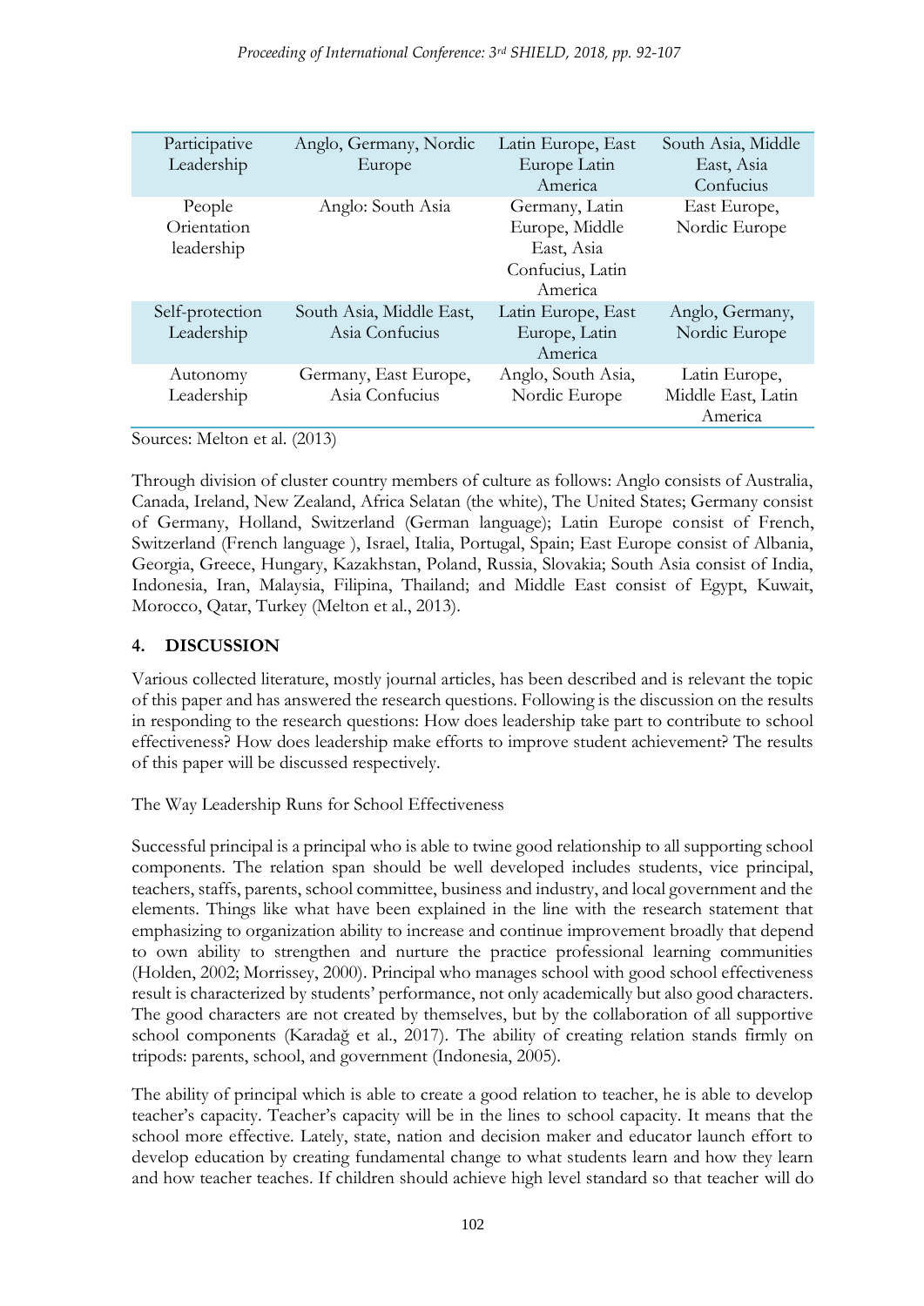| Participative Leadership | Anglo, Germany, Nordic Europe | Latin Europe, East Europe Latin America | South Asia, Middle East, Asia Confucius |
|---|---|---|---|
| People Orientation leadership | Anglo: South Asia | Germany, Latin Europe, Middle East, Asia Confucius, Latin America | East Europe, Nordic Europe |
| Self-protection Leadership | South Asia, Middle East, Asia Confucius | Latin Europe, East Europe, Latin America | Anglo, Germany, Nordic Europe |
| Autonomy Leadership | Germany, East Europe, Asia Confucius | Anglo, South Asia, Nordic Europe | Latin Europe, Middle East, Latin America |

Sources: Melton et al. (2013)

Through division of cluster country members of culture as follows: Anglo consists of Australia, Canada, Ireland, New Zealand, Africa Selatan (the white), The United States; Germany consist of Germany, Holland, Switzerland (German language); Latin Europe consist of French, Switzerland (French language ), Israel, Italia, Portugal, Spain; East Europe consist of Albania, Georgia, Greece, Hungary, Kazakhstan, Poland, Russia, Slovakia; South Asia consist of India, Indonesia, Iran, Malaysia, Filipina, Thailand; and Middle East consist of Egypt, Kuwait, Morocco, Qatar, Turkey (Melton et al., 2013).

## 4. DISCUSSION

Various collected literature, mostly journal articles, has been described and is relevant the topic of this paper and has answered the research questions. Following is the discussion on the results in responding to the research questions: How does leadership take part to contribute to school effectiveness? How does leadership make efforts to improve student achievement? The results of this paper will be discussed respectively.

The Way Leadership Runs for School Effectiveness

Successful principal is a principal who is able to twine good relationship to all supporting school components. The relation span should be well developed includes students, vice principal, teachers, staffs, parents, school committee, business and industry, and local government and the elements. Things like what have been explained in the line with the research statement that emphasizing to organization ability to increase and continue improvement broadly that depend to own ability to strengthen and nurture the practice professional learning communities (Holden, 2002; Morrissey, 2000). Principal who manages school with good school effectiveness result is characterized by students' performance, not only academically but also good characters. The good characters are not created by themselves, but by the collaboration of all supportive school components (Karadağ et al., 2017). The ability of creating relation stands firmly on tripods: parents, school, and government (Indonesia, 2005).

The ability of principal which is able to create a good relation to teacher, he is able to develop teacher's capacity. Teacher's capacity will be in the lines to school capacity. It means that the school more effective. Lately, state, nation and decision maker and educator launch effort to develop education by creating fundamental change to what students learn and how they learn and how teacher teaches. If children should achieve high level standard so that teacher will do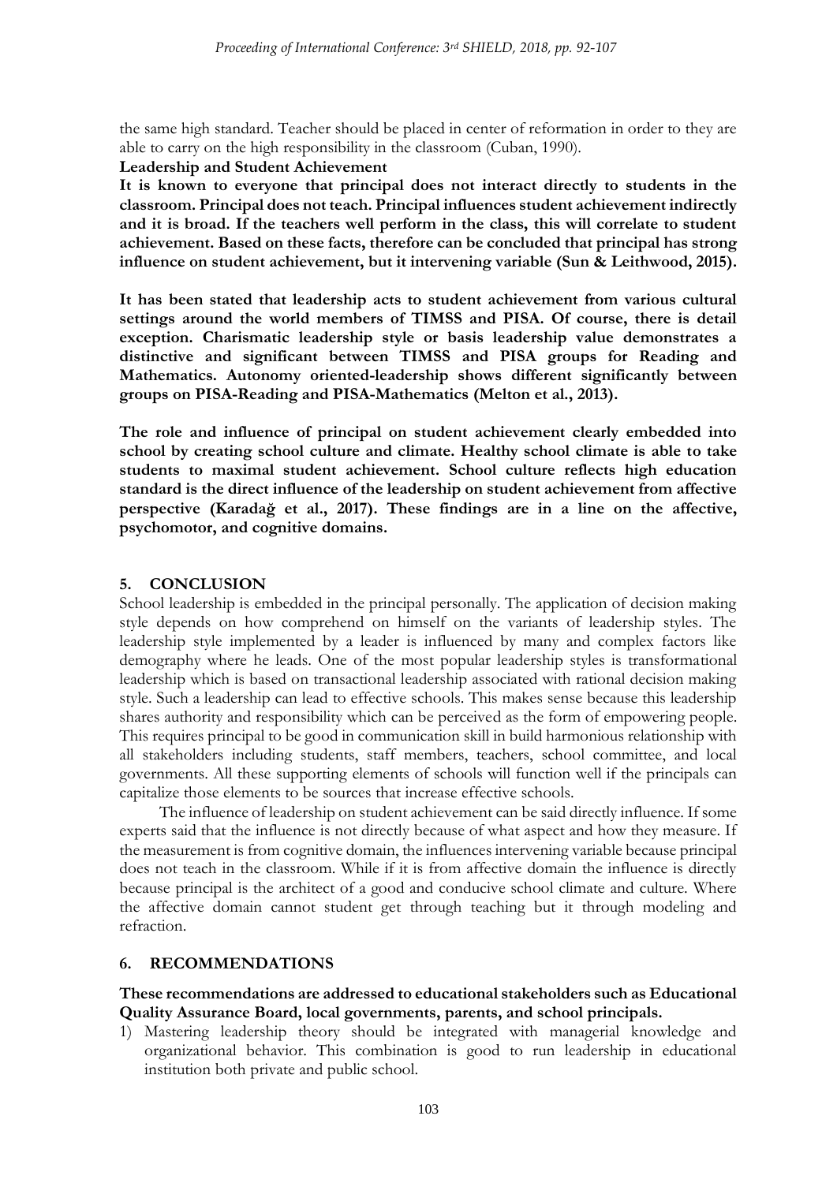the same high standard. Teacher should be placed in center of reformation in order to they are able to carry on the high responsibility in the classroom (Cuban, 1990).

**Leadership and Student Achievement**

**It is known to everyone that principal does not interact directly to students in the classroom. Principal does not teach. Principal influences student achievement indirectly and it is broad. If the teachers well perform in the class, this will correlate to student achievement. Based on these facts, therefore can be concluded that principal has strong influence on student achievement, but it intervening variable (Sun & Leithwood, 2015).**

**It has been stated that leadership acts to student achievement from various cultural settings around the world members of TIMSS and PISA. Of course, there is detail exception. Charismatic leadership style or basis leadership value demonstrates a distinctive and significant between TIMSS and PISA groups for Reading and Mathematics. Autonomy oriented-leadership shows different significantly between groups on PISA-Reading and PISA-Mathematics (Melton et al., 2013).**

**The role and influence of principal on student achievement clearly embedded into school by creating school culture and climate. Healthy school climate is able to take students to maximal student achievement. School culture reflects high education standard is the direct influence of the leadership on student achievement from affective perspective (Karadağ et al., 2017). These findings are in a line on the affective, psychomotor, and cognitive domains.**

## 5. CONCLUSION

School leadership is embedded in the principal personally. The application of decision making style depends on how comprehend on himself on the variants of leadership styles. The leadership style implemented by a leader is influenced by many and complex factors like demography where he leads. One of the most popular leadership styles is transformational leadership which is based on transactional leadership associated with rational decision making style. Such a leadership can lead to effective schools. This makes sense because this leadership shares authority and responsibility which can be perceived as the form of empowering people. This requires principal to be good in communication skill in build harmonious relationship with all stakeholders including students, staff members, teachers, school committee, and local governments. All these supporting elements of schools will function well if the principals can capitalize those elements to be sources that increase effective schools.

The influence of leadership on student achievement can be said directly influence. If some experts said that the influence is not directly because of what aspect and how they measure. If the measurement is from cognitive domain, the influences intervening variable because principal does not teach in the classroom. While if it is from affective domain the influence is directly because principal is the architect of a good and conducive school climate and culture. Where the affective domain cannot student get through teaching but it through modeling and refraction.

## 6. RECOMMENDATIONS

**These recommendations are addressed to educational stakeholders such as Educational Quality Assurance Board, local governments, parents, and school principals.**

1) Mastering leadership theory should be integrated with managerial knowledge and organizational behavior. This combination is good to run leadership in educational institution both private and public school.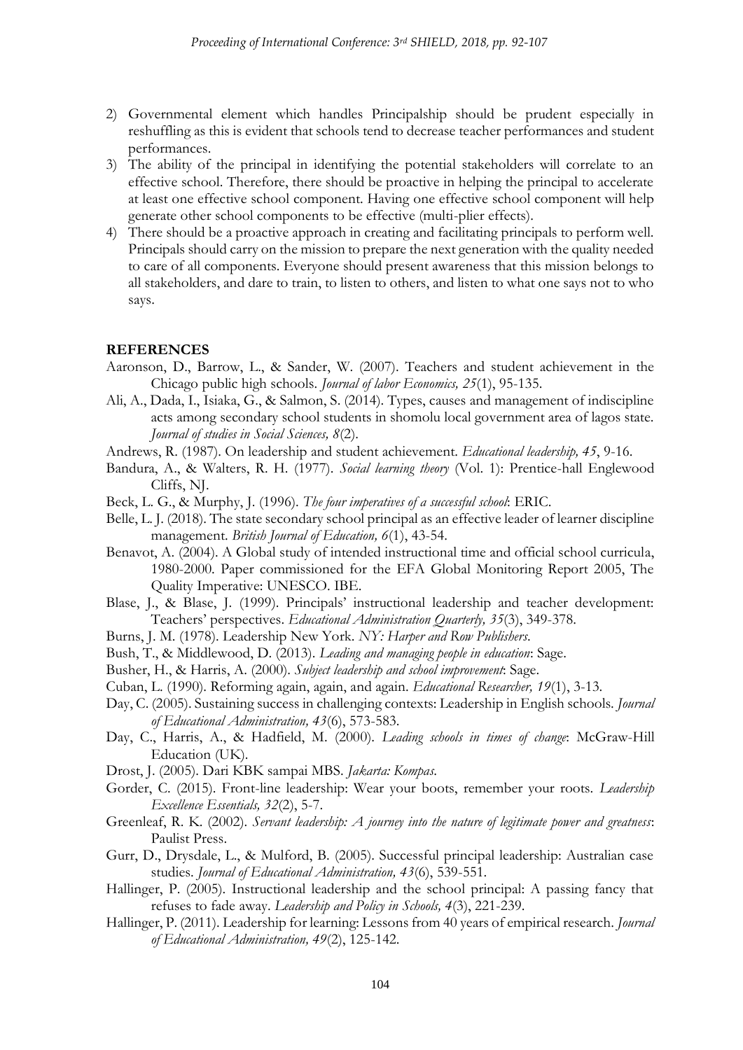2) Governmental element which handles Principalship should be prudent especially in reshuffling as this is evident that schools tend to decrease teacher performances and student performances.
3) The ability of the principal in identifying the potential stakeholders will correlate to an effective school. Therefore, there should be proactive in helping the principal to accelerate at least one effective school component. Having one effective school component will help generate other school components to be effective (multi-plier effects).
4) There should be a proactive approach in creating and facilitating principals to perform well. Principals should carry on the mission to prepare the next generation with the quality needed to care of all components. Everyone should present awareness that this mission belongs to all stakeholders, and dare to train, to listen to others, and listen to what one says not to who says.

## REFERENCES

Aaronson, D., Barrow, L., & Sander, W. (2007). Teachers and student achievement in the Chicago public high schools. *Journal of labor Economics, 25*(1), 95-135.

Ali, A., Dada, I., Isiaka, G., & Salmon, S. (2014). Types, causes and management of indiscipline acts among secondary school students in shomolu local government area of lagos state. *Journal of studies in Social Sciences, 8*(2).

Andrews, R. (1987). On leadership and student achievement. *Educational leadership, 45*, 9-16.

Bandura, A., & Walters, R. H. (1977). *Social learning theory* (Vol. 1): Prentice-hall Englewood Cliffs, NJ.

Beck, L. G., & Murphy, J. (1996). *The four imperatives of a successful school*: ERIC.

Belle, L. J. (2018). The state secondary school principal as an effective leader of learner discipline management. *British Journal of Education, 6*(1), 43-54.

Benavot, A. (2004). A Global study of intended instructional time and official school curricula, 1980-2000. Paper commissioned for the EFA Global Monitoring Report 2005, The Quality Imperative: UNESCO. IBE.

Blase, J., & Blase, J. (1999). Principals' instructional leadership and teacher development: Teachers' perspectives. *Educational Administration Quarterly, 35*(3), 349-378.

Burns, J. M. (1978). Leadership New York. *NY: Harper and Row Publishers*.

Bush, T., & Middlewood, D. (2013). *Leading and managing people in education*: Sage.

Busher, H., & Harris, A. (2000). *Subject leadership and school improvement*: Sage.

Cuban, L. (1990). Reforming again, again, and again. *Educational Researcher, 19*(1), 3-13.

Day, C. (2005). Sustaining success in challenging contexts: Leadership in English schools. *Journal of Educational Administration, 43*(6), 573-583.

Day, C., Harris, A., & Hadfield, M. (2000). *Leading schools in times of change*: McGraw-Hill Education (UK).

Drost, J. (2005). Dari KBK sampai MBS. *Jakarta: Kompas*.

Gorder, C. (2015). Front-line leadership: Wear your boots, remember your roots. *Leadership Excellence Essentials, 32*(2), 5-7.

Greenleaf, R. K. (2002). *Servant leadership: A journey into the nature of legitimate power and greatness*: Paulist Press.

Gurr, D., Drysdale, L., & Mulford, B. (2005). Successful principal leadership: Australian case studies. *Journal of Educational Administration, 43*(6), 539-551.

Hallinger, P. (2005). Instructional leadership and the school principal: A passing fancy that refuses to fade away. *Leadership and Policy in Schools, 4*(3), 221-239.

Hallinger, P. (2011). Leadership for learning: Lessons from 40 years of empirical research. *Journal of Educational Administration, 49*(2), 125-142.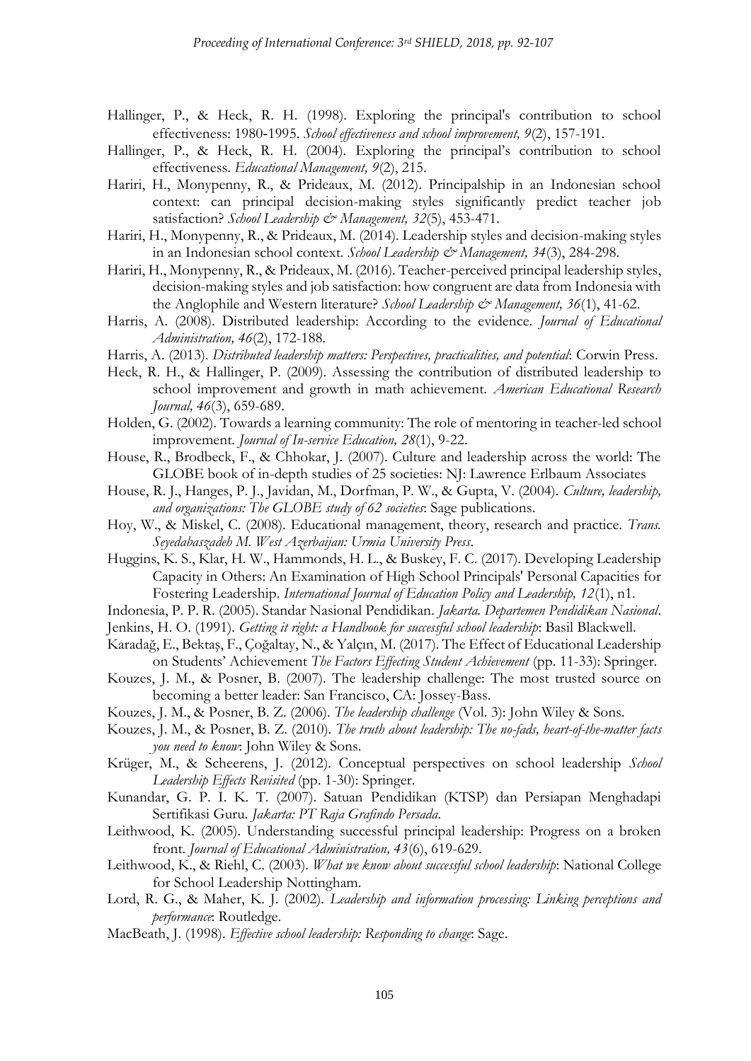Hallinger, P., & Heck, R. H. (1998). Exploring the principal's contribution to school effectiveness: 1980-1995. *School effectiveness and school improvement, 9*(2), 157-191.

Hallinger, P., & Heck, R. H. (2004). Exploring the principal's contribution to school effectiveness. *Educational Management, 9*(2), 215.

Hariri, H., Monypenny, R., & Prideaux, M. (2012). Principalship in an Indonesian school context: can principal decision-making styles significantly predict teacher job satisfaction? *School Leadership & Management, 32*(5), 453-471.

Hariri, H., Monypenny, R., & Prideaux, M. (2014). Leadership styles and decision-making styles in an Indonesian school context. *School Leadership & Management, 34*(3), 284-298.

Hariri, H., Monypenny, R., & Prideaux, M. (2016). Teacher-perceived principal leadership styles, decision-making styles and job satisfaction: how congruent are data from Indonesia with the Anglophile and Western literature? *School Leadership & Management, 36*(1), 41-62.

Harris, A. (2008). Distributed leadership: According to the evidence. *Journal of Educational Administration, 46*(2), 172-188.

Harris, A. (2013). *Distributed leadership matters: Perspectives, practicalities, and potential*: Corwin Press.

Heck, R. H., & Hallinger, P. (2009). Assessing the contribution of distributed leadership to school improvement and growth in math achievement. *American Educational Research Journal, 46*(3), 659-689.

Holden, G. (2002). Towards a learning community: The role of mentoring in teacher-led school improvement. *Journal of In-service Education, 28*(1), 9-22.

House, R., Brodbeck, F., & Chhokar, J. (2007). Culture and leadership across the world: The GLOBE book of in-depth studies of 25 societies: NJ: Lawrence Erlbaum Associates

House, R. J., Hanges, P. J., Javidan, M., Dorfman, P. W., & Gupta, V. (2004). *Culture, leadership, and organizations: The GLOBE study of 62 societies*: Sage publications.

Hoy, W., & Miskel, C. (2008). Educational management, theory, research and practice. *Trans. Seyedabaszadeh M. West Azerbaijan: Urmia University Press*.

Huggins, K. S., Klar, H. W., Hammonds, H. L., & Buskey, F. C. (2017). Developing Leadership Capacity in Others: An Examination of High School Principals' Personal Capacities for Fostering Leadership. *International Journal of Education Policy and Leadership, 12*(1), n1.

Indonesia, P. P. R. (2005). Standar Nasional Pendidikan. *Jakarta. Departemen Pendidikan Nasional*.

Jenkins, H. O. (1991). *Getting it right: a Handbook for successful school leadership*: Basil Blackwell.

Karadağ, E., Bektaş, F., Çoğaltay, N., & Yalçın, M. (2017). The Effect of Educational Leadership on Students' Achievement *The Factors Effecting Student Achievement* (pp. 11-33): Springer.

Kouzes, J. M., & Posner, B. (2007). The leadership challenge: The most trusted source on becoming a better leader: San Francisco, CA: Jossey-Bass.

Kouzes, J. M., & Posner, B. Z. (2006). *The leadership challenge* (Vol. 3): John Wiley & Sons.

Kouzes, J. M., & Posner, B. Z. (2010). *The truth about leadership: The no-fads, heart-of-the-matter facts you need to know*: John Wiley & Sons.

Krüger, M., & Scheerens, J. (2012). Conceptual perspectives on school leadership *School Leadership Effects Revisited* (pp. 1-30): Springer.

Kunandar, G. P. I. K. T. (2007). Satuan Pendidikan (KTSP) dan Persiapan Menghadapi Sertifikasi Guru. *Jakarta: PT Raja Grafindo Persada*.

Leithwood, K. (2005). Understanding successful principal leadership: Progress on a broken front. *Journal of Educational Administration, 43*(6), 619-629.

Leithwood, K., & Riehl, C. (2003). *What we know about successful school leadership*: National College for School Leadership Nottingham.

Lord, R. G., & Maher, K. J. (2002). *Leadership and information processing: Linking perceptions and performance*: Routledge.

MacBeath, J. (1998). *Effective school leadership: Responding to change*: Sage.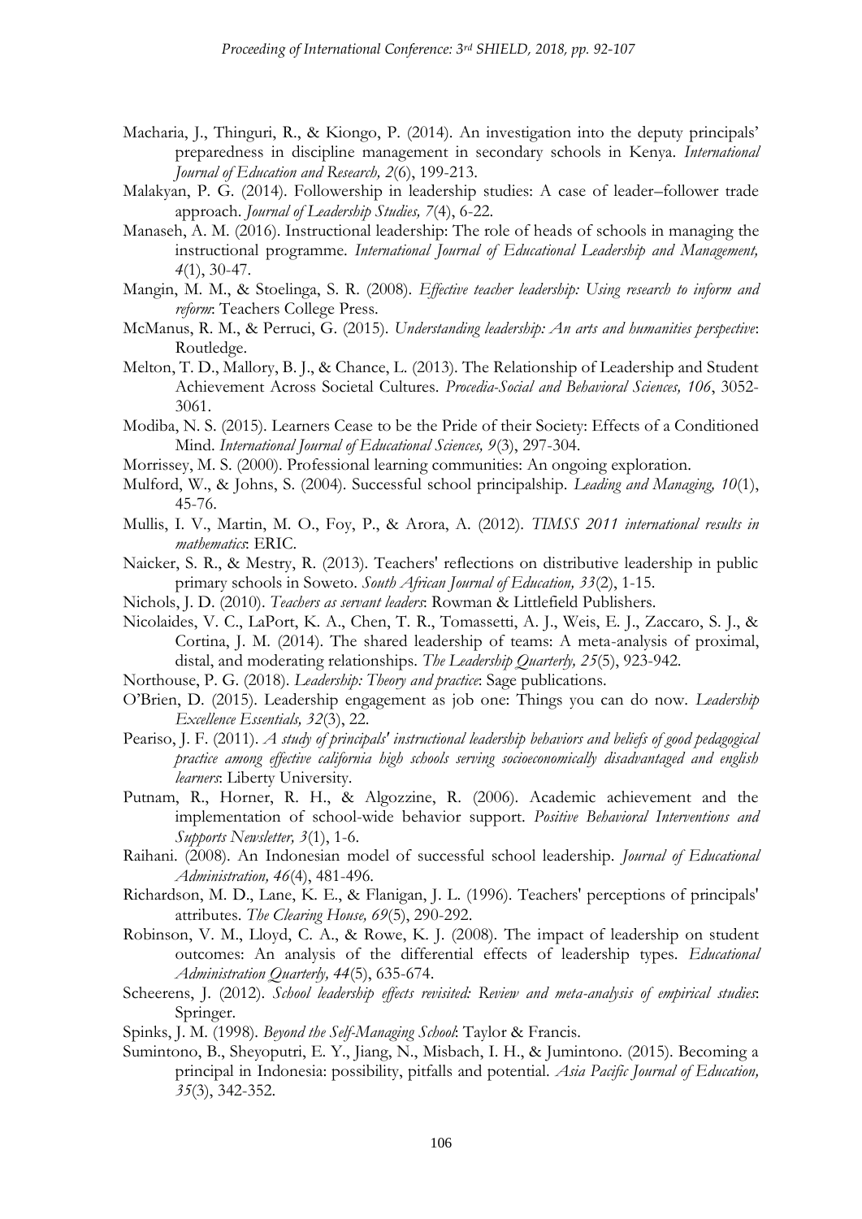Macharia, J., Thinguri, R., & Kiongo, P. (2014). An investigation into the deputy principals' preparedness in discipline management in secondary schools in Kenya. *International Journal of Education and Research, 2*(6), 199-213.

Malakyan, P. G. (2014). Followership in leadership studies: A case of leader–follower trade approach. *Journal of Leadership Studies, 7*(4), 6-22.

Manaseh, A. M. (2016). Instructional leadership: The role of heads of schools in managing the instructional programme. *International Journal of Educational Leadership and Management, 4*(1), 30-47.

Mangin, M. M., & Stoelinga, S. R. (2008). *Effective teacher leadership: Using research to inform and reform*: Teachers College Press.

McManus, R. M., & Perruci, G. (2015). *Understanding leadership: An arts and humanities perspective*: Routledge.

Melton, T. D., Mallory, B. J., & Chance, L. (2013). The Relationship of Leadership and Student Achievement Across Societal Cultures. *Procedia-Social and Behavioral Sciences, 106*, 3052-3061.

Modiba, N. S. (2015). Learners Cease to be the Pride of their Society: Effects of a Conditioned Mind. *International Journal of Educational Sciences, 9*(3), 297-304.

Morrissey, M. S. (2000). Professional learning communities: An ongoing exploration.

Mulford, W., & Johns, S. (2004). Successful school principalship. *Leading and Managing, 10*(1), 45-76.

Mullis, I. V., Martin, M. O., Foy, P., & Arora, A. (2012). *TIMSS 2011 international results in mathematics*: ERIC.

Naicker, S. R., & Mestry, R. (2013). Teachers' reflections on distributive leadership in public primary schools in Soweto. *South African Journal of Education, 33*(2), 1-15.

Nichols, J. D. (2010). *Teachers as servant leaders*: Rowman & Littlefield Publishers.

Nicolaides, V. C., LaPort, K. A., Chen, T. R., Tomassetti, A. J., Weis, E. J., Zaccaro, S. J., & Cortina, J. M. (2014). The shared leadership of teams: A meta-analysis of proximal, distal, and moderating relationships. *The Leadership Quarterly, 25*(5), 923-942.

Northouse, P. G. (2018). *Leadership: Theory and practice*: Sage publications.

O'Brien, D. (2015). Leadership engagement as job one: Things you can do now. *Leadership Excellence Essentials, 32*(3), 22.

Peariso, J. F. (2011). *A study of principals' instructional leadership behaviors and beliefs of good pedagogical practice among effective california high schools serving socioeconomically disadvantaged and english learners*: Liberty University.

Putnam, R., Horner, R. H., & Algozzine, R. (2006). Academic achievement and the implementation of school-wide behavior support. *Positive Behavioral Interventions and Supports Newsletter, 3*(1), 1-6.

Raihani. (2008). An Indonesian model of successful school leadership. *Journal of Educational Administration, 46*(4), 481-496.

Richardson, M. D., Lane, K. E., & Flanigan, J. L. (1996). Teachers' perceptions of principals' attributes. *The Clearing House, 69*(5), 290-292.

Robinson, V. M., Lloyd, C. A., & Rowe, K. J. (2008). The impact of leadership on student outcomes: An analysis of the differential effects of leadership types. *Educational Administration Quarterly, 44*(5), 635-674.

Scheerens, J. (2012). *School leadership effects revisited: Review and meta-analysis of empirical studies*: Springer.

Spinks, J. M. (1998). *Beyond the Self-Managing School*: Taylor & Francis.

Sumintono, B., Sheyoputri, E. Y., Jiang, N., Misbach, I. H., & Jumintono. (2015). Becoming a principal in Indonesia: possibility, pitfalls and potential. *Asia Pacific Journal of Education, 35*(3), 342-352.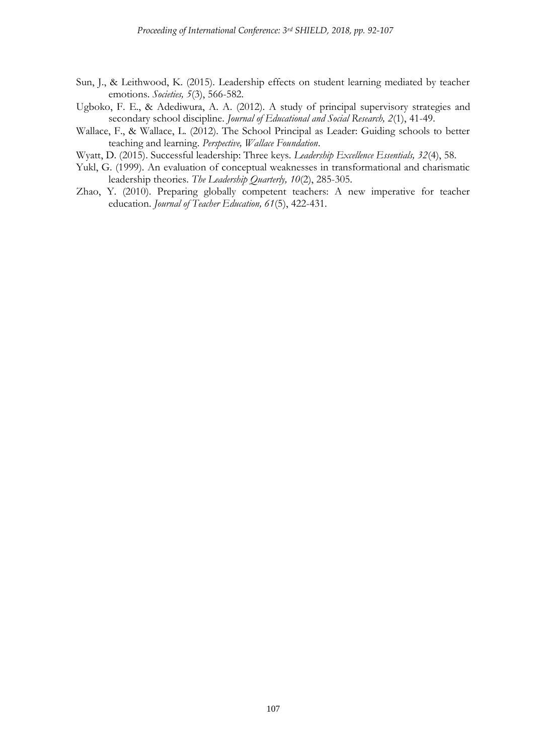Sun, J., & Leithwood, K. (2015). Leadership effects on student learning mediated by teacher emotions. *Societies, 5*(3), 566-582.

Ugboko, F. E., & Adediwura, A. A. (2012). A study of principal supervisory strategies and secondary school discipline. *Journal of Educational and Social Research, 2*(1), 41-49.

Wallace, F., & Wallace, L. (2012). The School Principal as Leader: Guiding schools to better teaching and learning. *Perspective, Wallace Foundation*.

Wyatt, D. (2015). Successful leadership: Three keys. *Leadership Excellence Essentials, 32*(4), 58.

Yukl, G. (1999). An evaluation of conceptual weaknesses in transformational and charismatic leadership theories. *The Leadership Quarterly, 10*(2), 285-305.

Zhao, Y. (2010). Preparing globally competent teachers: A new imperative for teacher education. *Journal of Teacher Education, 61*(5), 422-431.